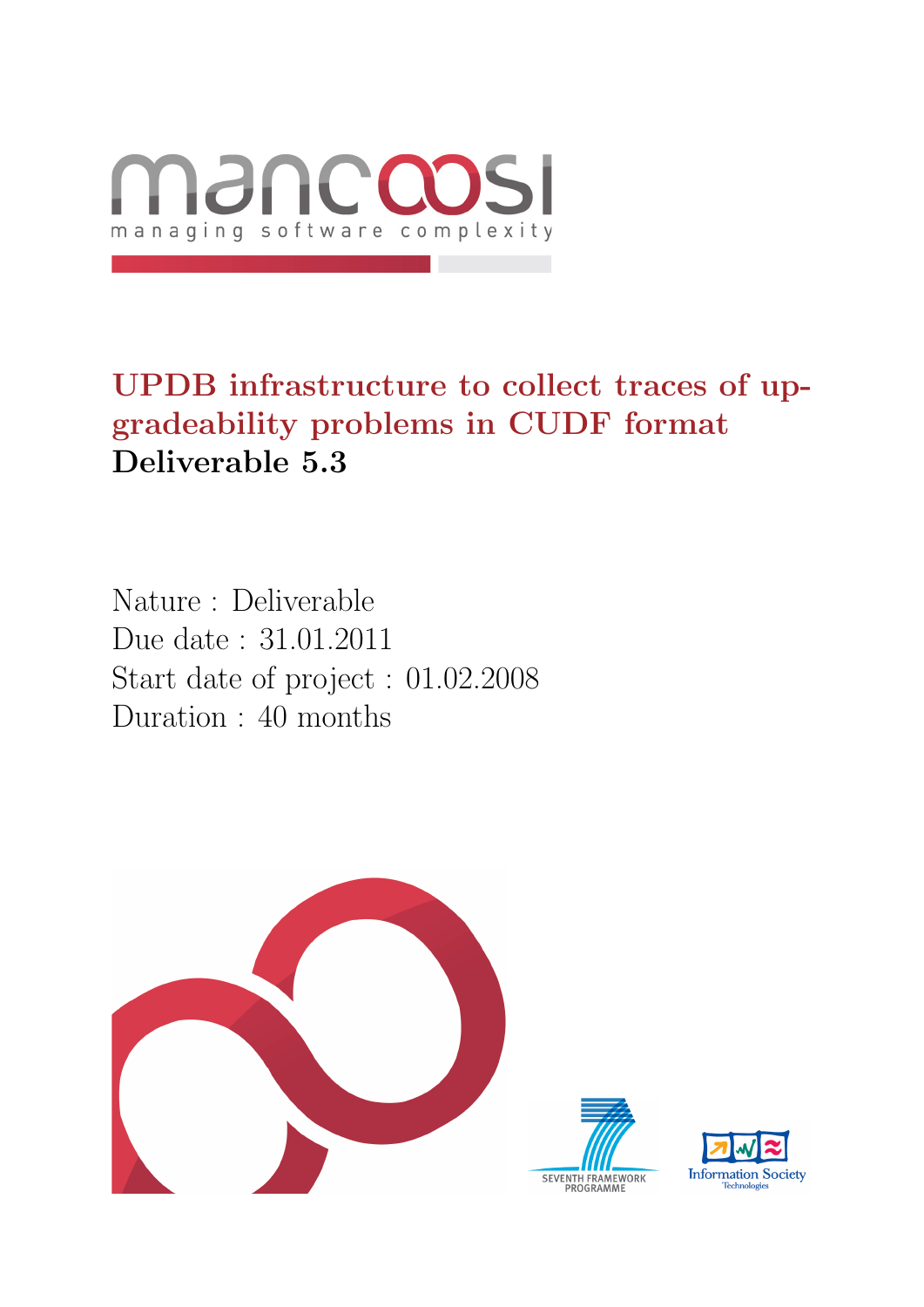mancoosi

managing software complexity

# UPDB infrastructure to collect traces of upgradeability problems in CUDF format

**Deliverable 5.3**

Nature : Deliverable
Due date : 31.01.2011
Start date of project : 01.02.2008
Duration : 40 months

SEVENTH FRAMEWORK PROGRAMME

Information Society Technologies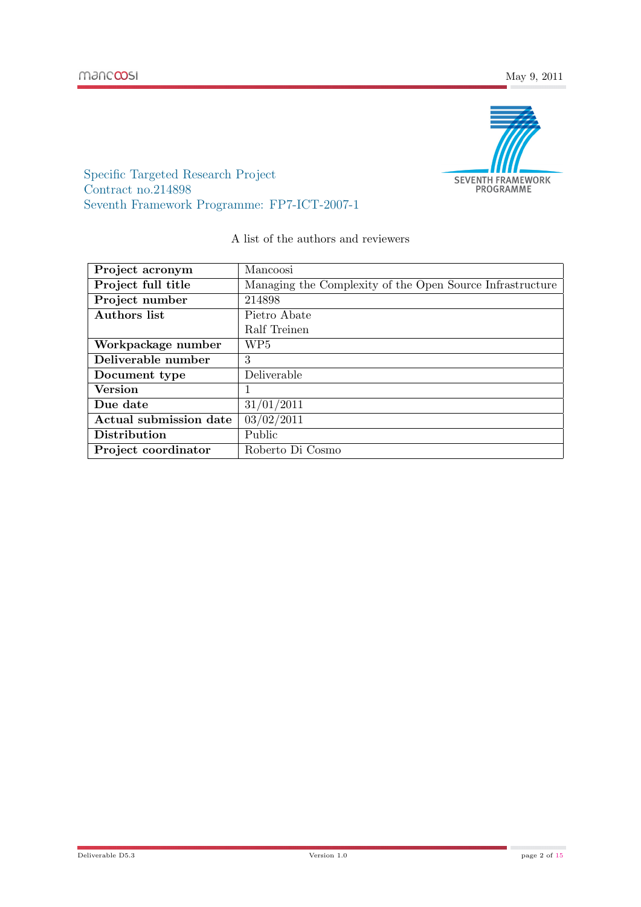Specific Targeted Research Project
Contract no.214898
Seventh Framework Programme: FP7-ICT-2007-1

A list of the authors and reviewers

| **Project acronym** | Mancoosi |
|---|---|
| **Project full title** | Managing the Complexity of the Open Source Infrastructure |
| **Project number** | 214898 |
| **Authors list** | Pietro Abate<br>Ralf Treinen |
| **Workpackage number** | WP5 |
| **Deliverable number** | 3 |
| **Document type** | Deliverable |
| **Version** | 1 |
| **Due date** | 31/01/2011 |
| **Actual submission date** | 03/02/2011 |
| **Distribution** | Public |
| **Project coordinator** | Roberto Di Cosmo |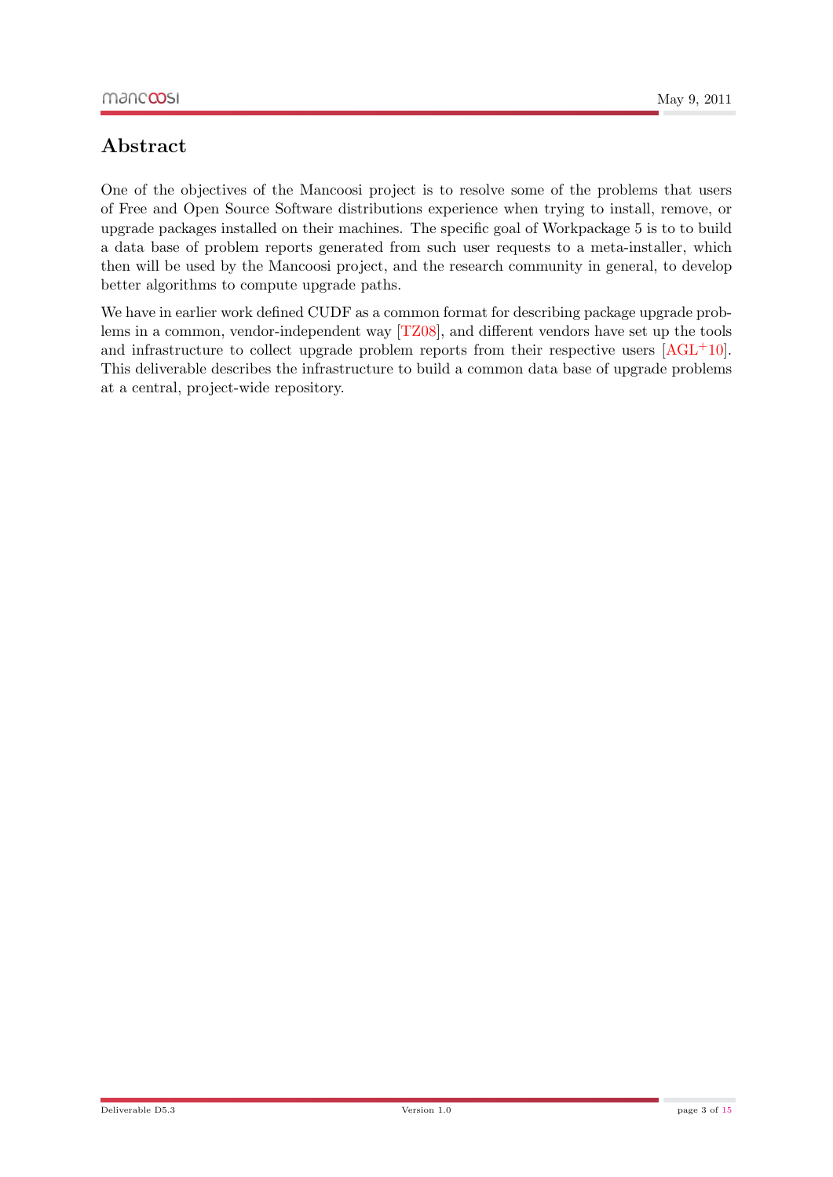# Abstract

One of the objectives of the Mancoosi project is to resolve some of the problems that users of Free and Open Source Software distributions experience when trying to install, remove, or upgrade packages installed on their machines. The specific goal of Workpackage 5 is to to build a data base of problem reports generated from such user requests to a meta-installer, which then will be used by the Mancoosi project, and the research community in general, to develop better algorithms to compute upgrade paths.

We have in earlier work defined CUDF as a common format for describing package upgrade problems in a common, vendor-independent way [TZ08], and different vendors have set up the tools and infrastructure to collect upgrade problem reports from their respective users [AGL+10]. This deliverable describes the infrastructure to build a common data base of upgrade problems at a central, project-wide repository.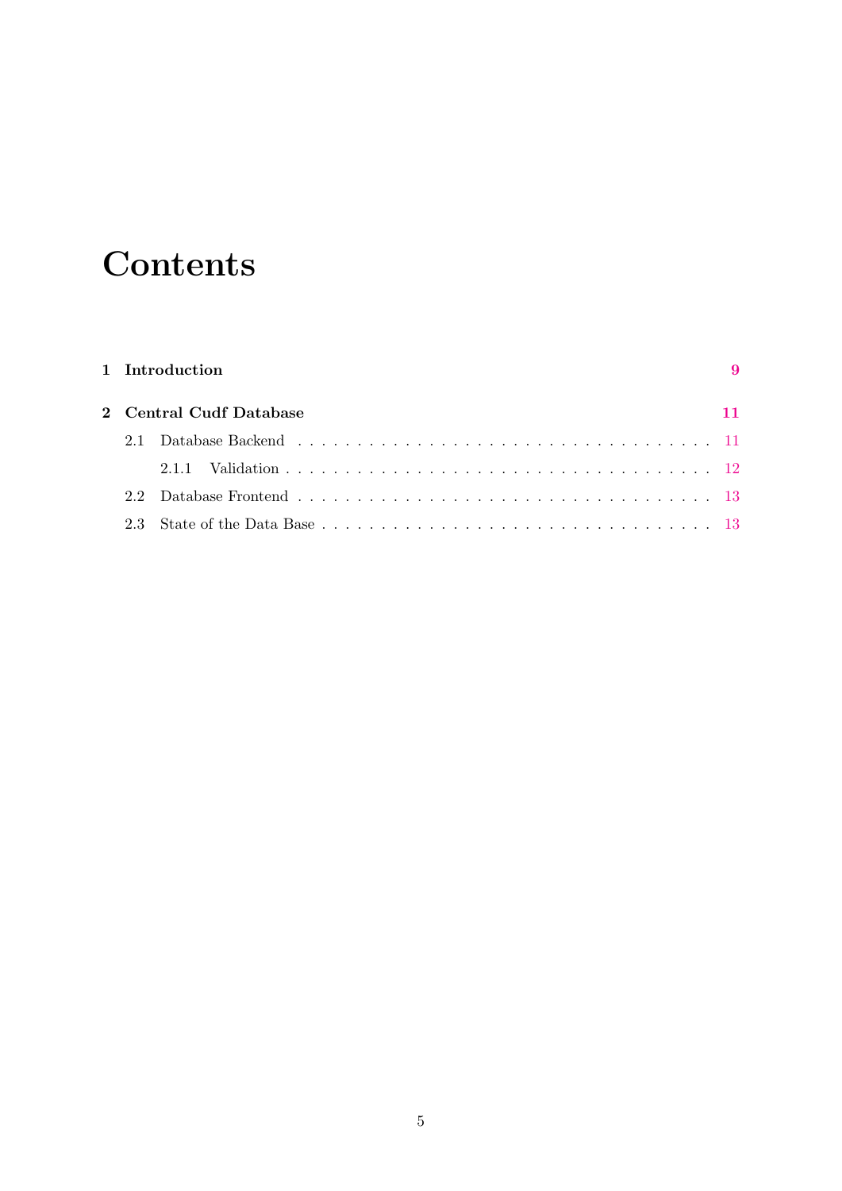# Contents

**1 Introduction** **9**

**2 Central Cudf Database** **11**

- 2.1 Database Backend . . . . . . . . . . . . . . . . . . . . . . . . . . . . . . . . . . 11
  - 2.1.1 Validation . . . . . . . . . . . . . . . . . . . . . . . . . . . . . . . . . . 12
- 2.2 Database Frontend . . . . . . . . . . . . . . . . . . . . . . . . . . . . . . . . . . 13
- 2.3 State of the Data Base . . . . . . . . . . . . . . . . . . . . . . . . . . . . . . . . 13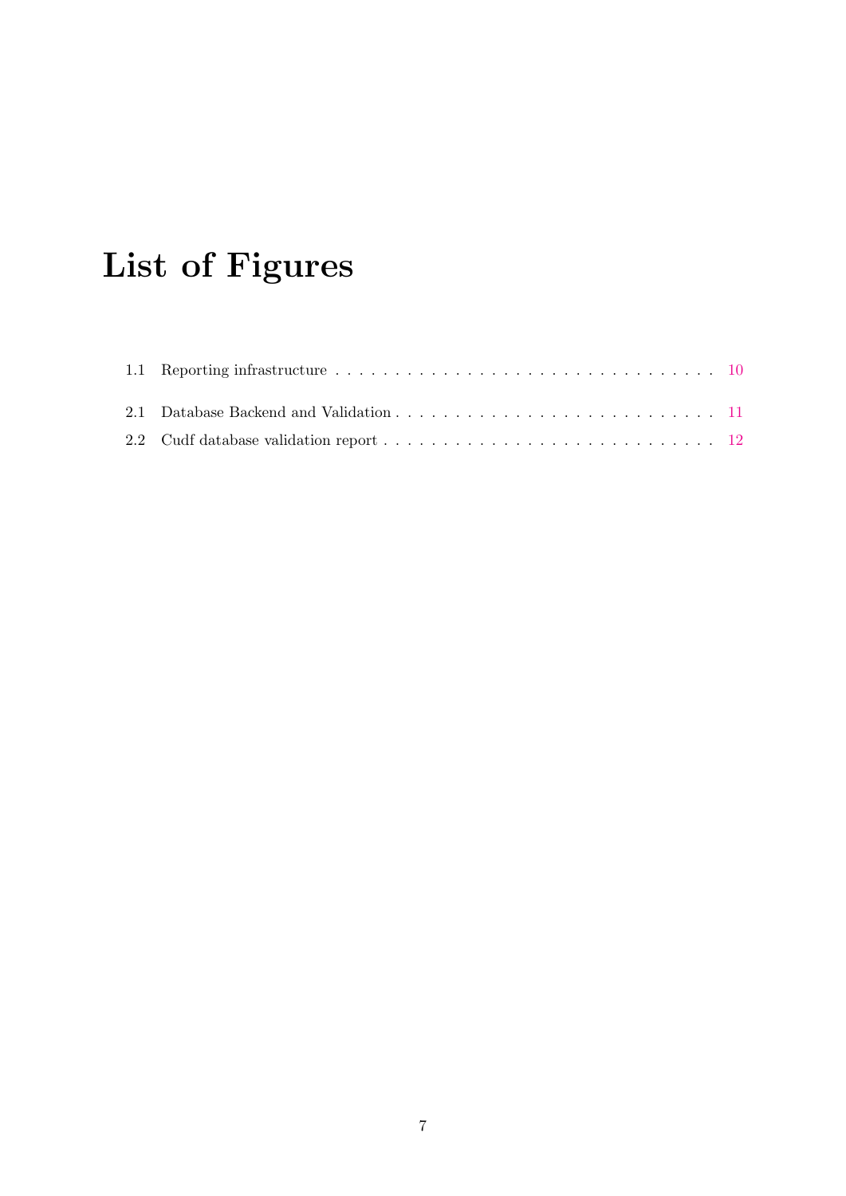# List of Figures

1.1 Reporting infrastructure . . . . . . . . . . . . . . . . . . . . . . . . . . . . . . . . 10

2.1 Database Backend and Validation . . . . . . . . . . . . . . . . . . . . . . . . . . . 11

2.2 Cudf database validation report . . . . . . . . . . . . . . . . . . . . . . . . . . . . 12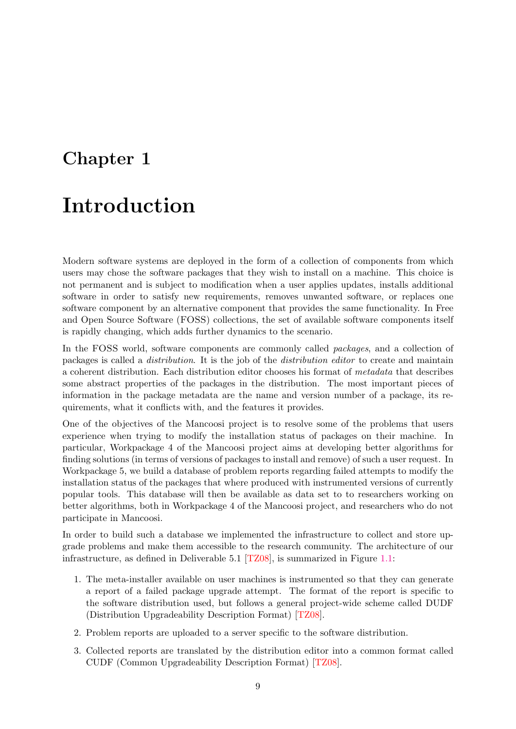# Chapter 1

# Introduction

Modern software systems are deployed in the form of a collection of components from which users may chose the software packages that they wish to install on a machine. This choice is not permanent and is subject to modification when a user applies updates, installs additional software in order to satisfy new requirements, removes unwanted software, or replaces one software component by an alternative component that provides the same functionality. In Free and Open Source Software (FOSS) collections, the set of available software components itself is rapidly changing, which adds further dynamics to the scenario.

In the FOSS world, software components are commonly called *packages*, and a collection of packages is called a *distribution*. It is the job of the *distribution editor* to create and maintain a coherent distribution. Each distribution editor chooses his format of *metadata* that describes some abstract properties of the packages in the distribution. The most important pieces of information in the package metadata are the name and version number of a package, its requirements, what it conflicts with, and the features it provides.

One of the objectives of the Mancoosi project is to resolve some of the problems that users experience when trying to modify the installation status of packages on their machine. In particular, Workpackage 4 of the Mancoosi project aims at developing better algorithms for finding solutions (in terms of versions of packages to install and remove) of such a user request. In Workpackage 5, we build a database of problem reports regarding failed attempts to modify the installation status of the packages that where produced with instrumented versions of currently popular tools. This database will then be available as data set to to researchers working on better algorithms, both in Workpackage 4 of the Mancoosi project, and researchers who do not participate in Mancoosi.

In order to build such a database we implemented the infrastructure to collect and store upgrade problems and make them accessible to the research community. The architecture of our infrastructure, as defined in Deliverable 5.1 [TZ08], is summarized in Figure 1.1:

1. The meta-installer available on user machines is instrumented so that they can generate a report of a failed package upgrade attempt. The format of the report is specific to the software distribution used, but follows a general project-wide scheme called DUDF (Distribution Upgradeability Description Format) [TZ08].
2. Problem reports are uploaded to a server specific to the software distribution.
3. Collected reports are translated by the distribution editor into a common format called CUDF (Common Upgradeability Description Format) [TZ08].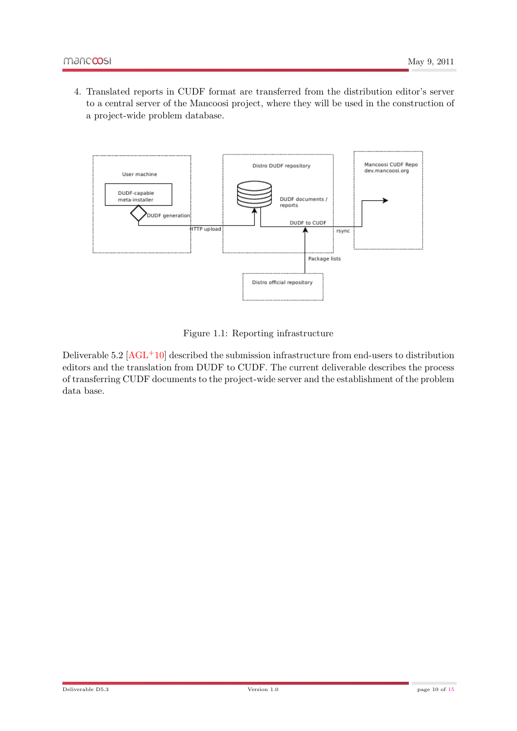4. Translated reports in CUDF format are transferred from the distribution editor's server to a central server of the Mancoosi project, where they will be used in the construction of a project-wide problem database.

Figure 1.1: Reporting infrastructure

Deliverable 5.2 [AGL+10] described the submission infrastructure from end-users to distribution editors and the translation from DUDF to CUDF. The current deliverable describes the process of transferring CUDF documents to the project-wide server and the establishment of the problem data base.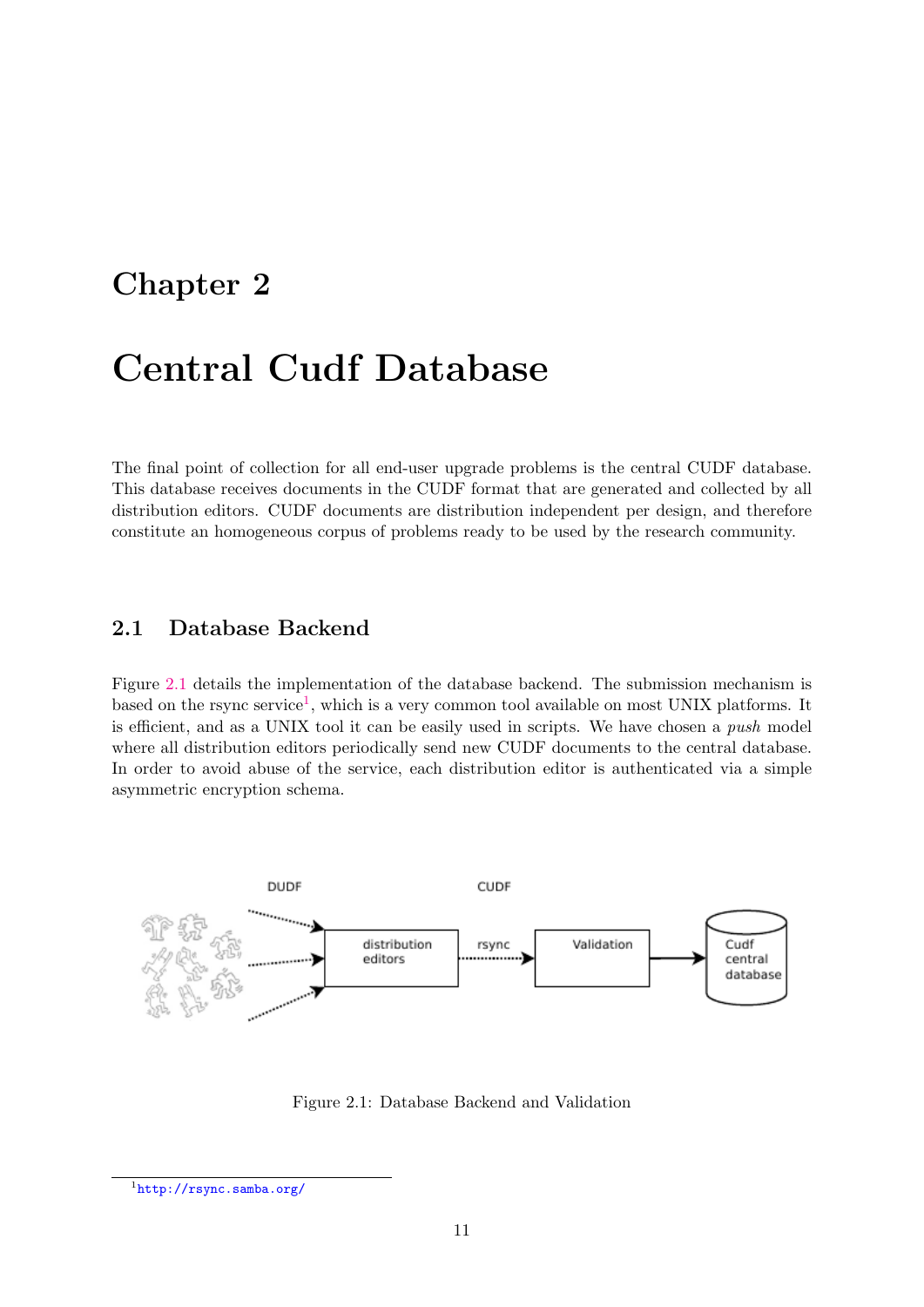# Chapter 2

# Central Cudf Database

The final point of collection for all end-user upgrade problems is the central CUDF database. This database receives documents in the CUDF format that are generated and collected by all distribution editors. CUDF documents are distribution independent per design, and therefore constitute an homogeneous corpus of problems ready to be used by the research community.

## 2.1 Database Backend

Figure 2.1 details the implementation of the database backend. The submission mechanism is based on the rsync service[1], which is a very common tool available on most UNIX platforms. It is efficient, and as a UNIX tool it can be easily used in scripts. We have chosen a *push* model where all distribution editors periodically send new CUDF documents to the central database. In order to avoid abuse of the service, each distribution editor is authenticated via a simple asymmetric encryption schema.

Figure 2.1: Database Backend and Validation

[1] http://rsync.samba.org/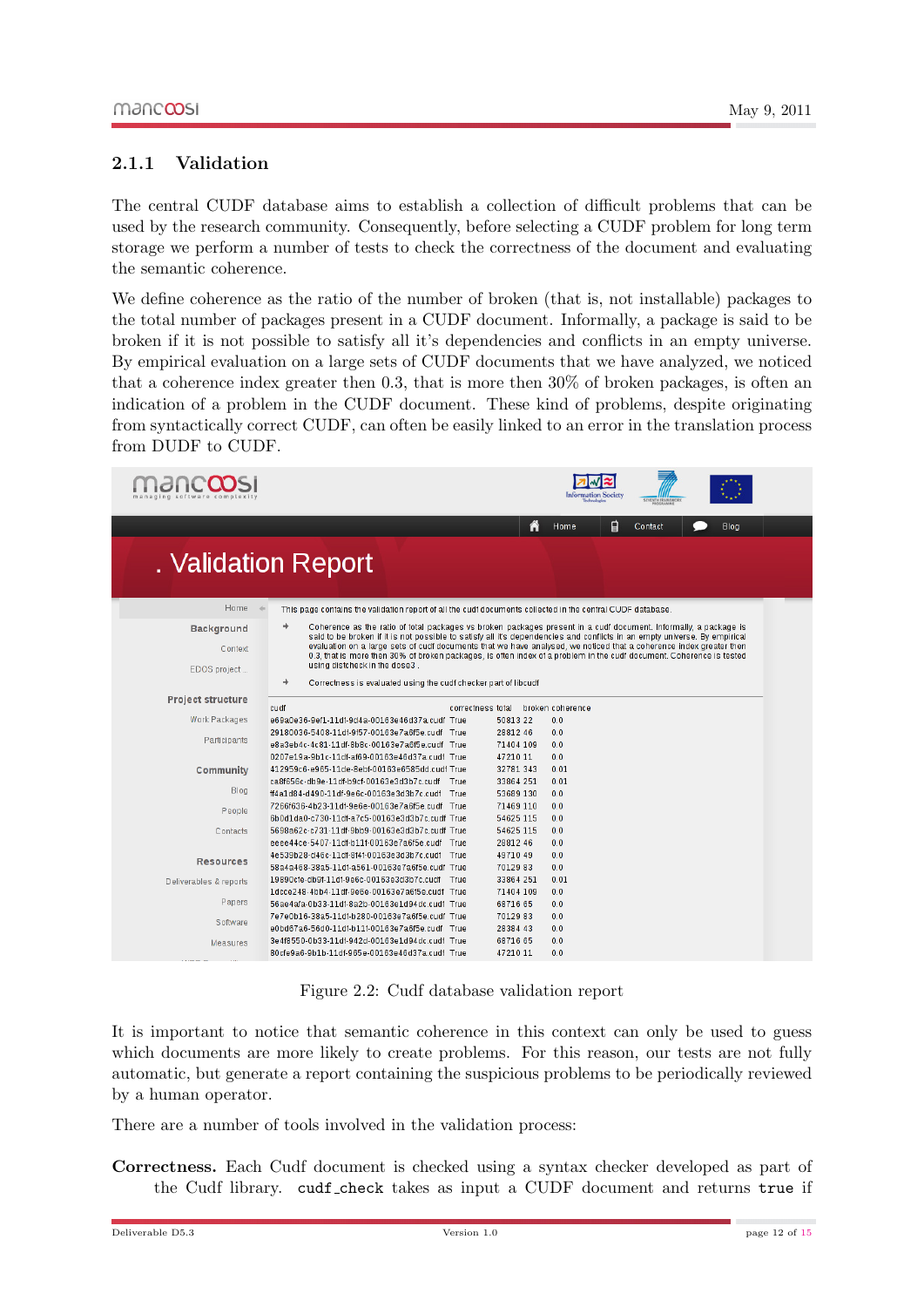### 2.1.1 Validation

The central CUDF database aims to establish a collection of difficult problems that can be used by the research community. Consequently, before selecting a CUDF problem for long term storage we perform a number of tests to check the correctness of the document and evaluating the semantic coherence.

We define coherence as the ratio of the number of broken (that is, not installable) packages to the total number of packages present in a CUDF document. Informally, a package is said to be broken if it is not possible to satisfy all it's dependencies and conflicts in an empty universe. By empirical evaluation on a large sets of CUDF documents that we have analyzed, we noticed that a coherence index greater then 0.3, that is more then 30% of broken packages, is often an indication of a problem in the CUDF document. These kind of problems, despite originating from syntactically correct CUDF, can often be easily linked to an error in the translation process from DUDF to CUDF.

Figure 2.2: Cudf database validation report

It is important to notice that semantic coherence in this context can only be used to guess which documents are more likely to create problems. For this reason, our tests are not fully automatic, but generate a report containing the suspicious problems to be periodically reviewed by a human operator.

There are a number of tools involved in the validation process:

**Correctness.** Each Cudf document is checked using a syntax checker developed as part of the Cudf library. `cudf_check` takes as input a CUDF document and returns `true` if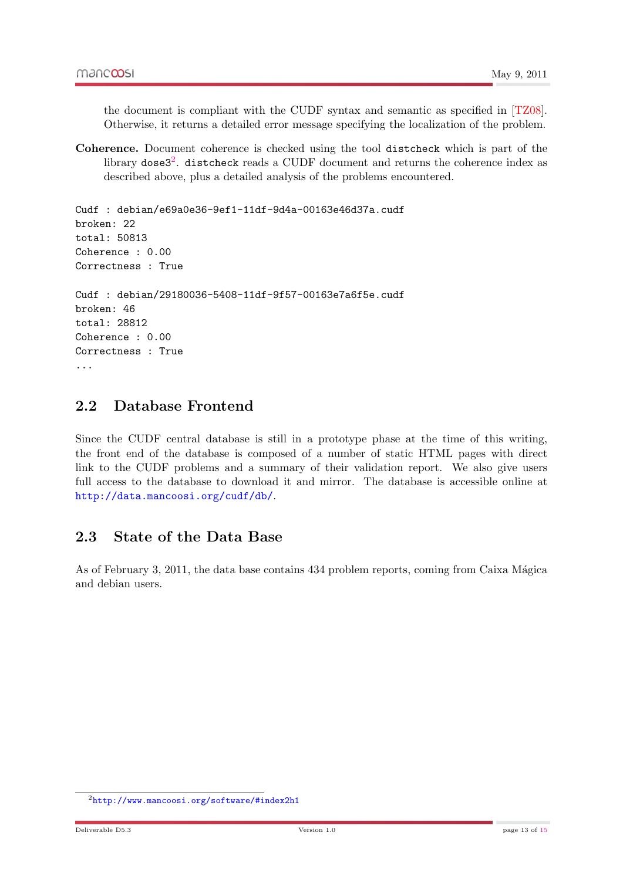the document is compliant with the CUDF syntax and semantic as specified in [TZ08]. Otherwise, it returns a detailed error message specifying the localization of the problem.

**Coherence.** Document coherence is checked using the tool `distcheck` which is part of the library `dose3`[2]. `distcheck` reads a CUDF document and returns the coherence index as described above, plus a detailed analysis of the problems encountered.

```
Cudf : debian/e69a0e36-9ef1-11df-9d4a-00163e46d37a.cudf
broken: 22
total: 50813
Coherence : 0.00
Correctness : True

Cudf : debian/29180036-5408-11df-9f57-00163e7a6f5e.cudf
broken: 46
total: 28812
Coherence : 0.00
Correctness : True
...
```

## 2.2 Database Frontend

Since the CUDF central database is still in a prototype phase at the time of this writing, the front end of the database is composed of a number of static HTML pages with direct link to the CUDF problems and a summary of their validation report. We also give users full access to the database to download it and mirror. The database is accessible online at http://data.mancoosi.org/cudf/db/.

## 2.3 State of the Data Base

As of February 3, 2011, the data base contains 434 problem reports, coming from Caixa Mágica and debian users.

[2] http://www.mancoosi.org/software/#index2h1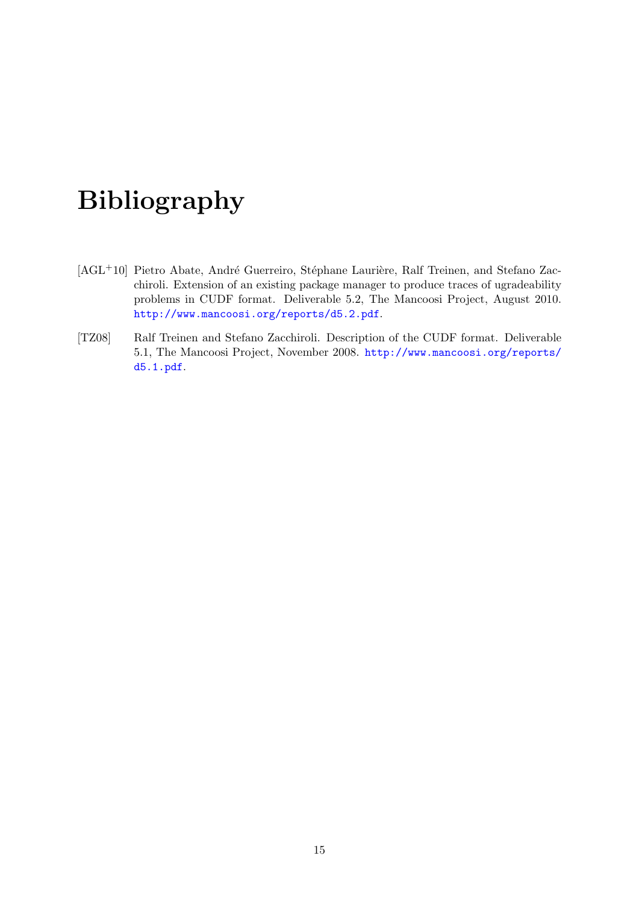# Bibliography

[AGL[+]10] Pietro Abate, André Guerreiro, Stéphane Laurière, Ralf Treinen, and Stefano Zacchiroli. Extension of an existing package manager to produce traces of ugradeability problems in CUDF format. Deliverable 5.2, The Mancoosi Project, August 2010. http://www.mancoosi.org/reports/d5.2.pdf.

[TZ08] Ralf Treinen and Stefano Zacchiroli. Description of the CUDF format. Deliverable 5.1, The Mancoosi Project, November 2008. http://www.mancoosi.org/reports/d5.1.pdf.